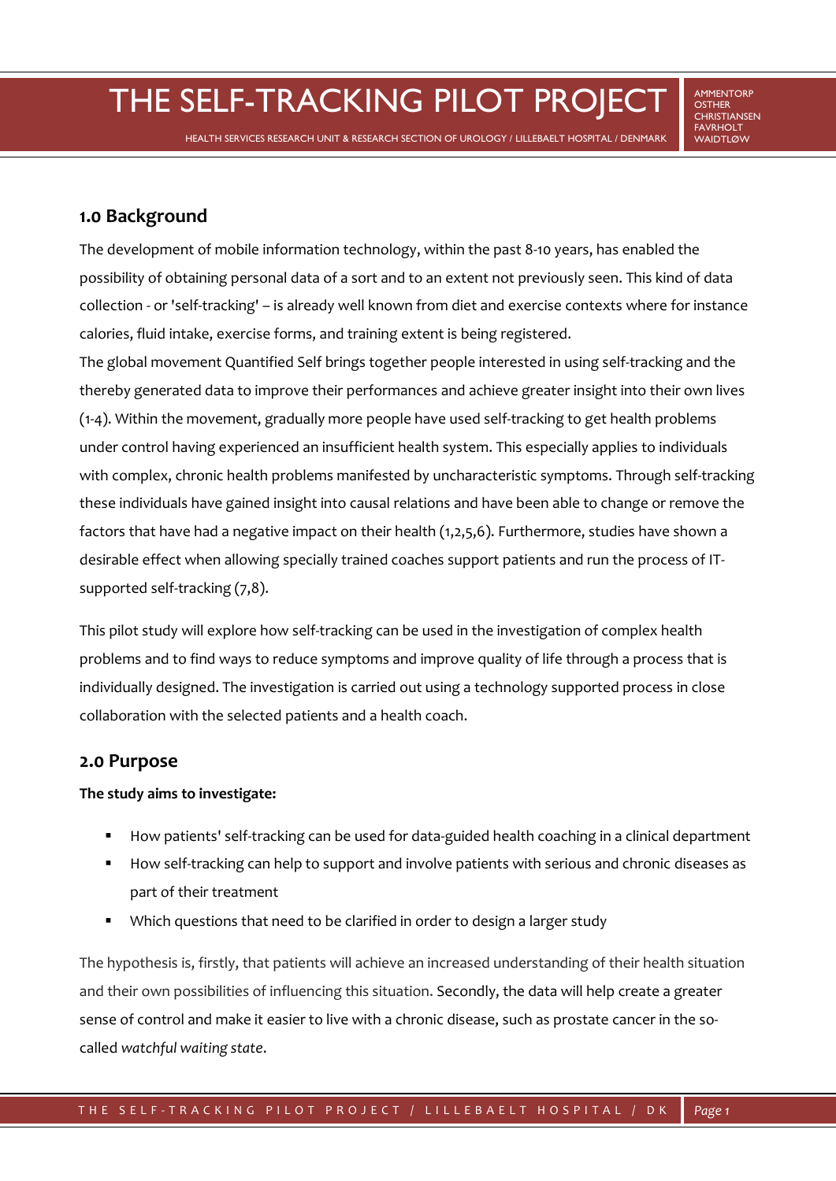# THE SELF-TRACKING PILOT PROJECT

HEALTH SERVICES RESEARCH UNIT & RESEARCH SECTION OF UROLOGY / LILLEBAELT HOSPITAL / DENMARK

AMMENTORP
OSTHER
CHRISTIANSEN
FAVRHOLT
WAIDTLØW

## 1.0 Background

The development of mobile information technology, within the past 8-10 years, has enabled the possibility of obtaining personal data of a sort and to an extent not previously seen. This kind of data collection - or 'self-tracking' – is already well known from diet and exercise contexts where for instance calories, fluid intake, exercise forms, and training extent is being registered.

The global movement Quantified Self brings together people interested in using self-tracking and the thereby generated data to improve their performances and achieve greater insight into their own lives (1-4). Within the movement, gradually more people have used self-tracking to get health problems under control having experienced an insufficient health system. This especially applies to individuals with complex, chronic health problems manifested by uncharacteristic symptoms. Through self-tracking these individuals have gained insight into causal relations and have been able to change or remove the factors that have had a negative impact on their health (1,2,5,6). Furthermore, studies have shown a desirable effect when allowing specially trained coaches support patients and run the process of IT-supported self-tracking (7,8).

This pilot study will explore how self-tracking can be used in the investigation of complex health problems and to find ways to reduce symptoms and improve quality of life through a process that is individually designed. The investigation is carried out using a technology supported process in close collaboration with the selected patients and a health coach.

## 2.0 Purpose

**The study aims to investigate:**

- How patients' self-tracking can be used for data-guided health coaching in a clinical department
- How self-tracking can help to support and involve patients with serious and chronic diseases as part of their treatment
- Which questions that need to be clarified in order to design a larger study

The hypothesis is, firstly, that patients will achieve an increased understanding of their health situation and their own possibilities of influencing this situation. Secondly, the data will help create a greater sense of control and make it easier to live with a chronic disease, such as prostate cancer in the so-called *watchful waiting state*.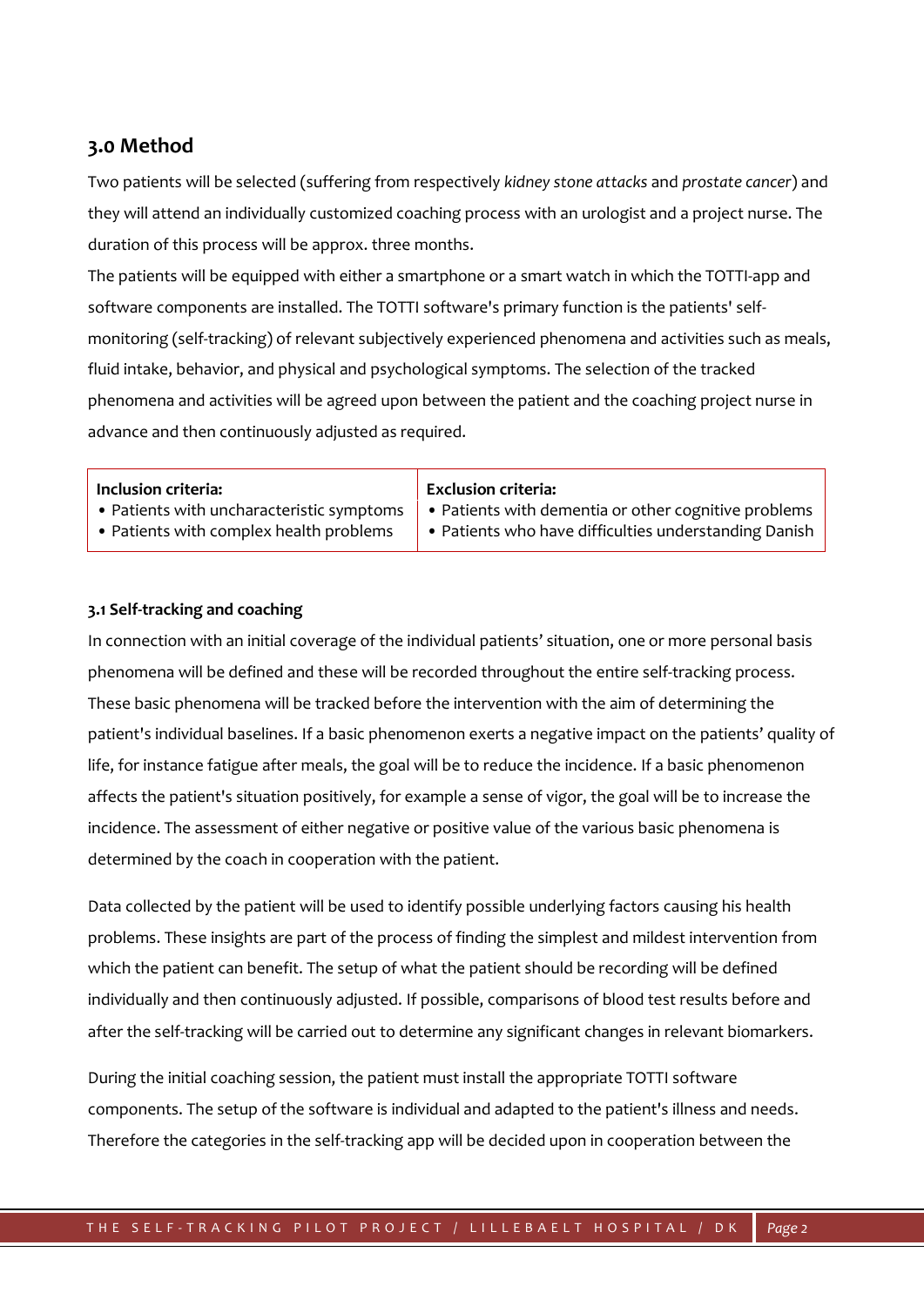## 3.0 Method

Two patients will be selected (suffering from respectively *kidney stone attacks* and *prostate cancer*) and they will attend an individually customized coaching process with an urologist and a project nurse. The duration of this process will be approx. three months.

The patients will be equipped with either a smartphone or a smart watch in which the TOTTI-app and software components are installed. The TOTTI software's primary function is the patients' self-monitoring (self-tracking) of relevant subjectively experienced phenomena and activities such as meals, fluid intake, behavior, and physical and psychological symptoms. The selection of the tracked phenomena and activities will be agreed upon between the patient and the coaching project nurse in advance and then continuously adjusted as required.

| Inclusion criteria: | Exclusion criteria: |
|---|---|
| • Patients with uncharacteristic symptoms<br>• Patients with complex health problems | • Patients with dementia or other cognitive problems<br>• Patients who have difficulties understanding Danish |

#### 3.1 Self-tracking and coaching

In connection with an initial coverage of the individual patients' situation, one or more personal basis phenomena will be defined and these will be recorded throughout the entire self-tracking process. These basic phenomena will be tracked before the intervention with the aim of determining the patient's individual baselines. If a basic phenomenon exerts a negative impact on the patients' quality of life, for instance fatigue after meals, the goal will be to reduce the incidence. If a basic phenomenon affects the patient's situation positively, for example a sense of vigor, the goal will be to increase the incidence. The assessment of either negative or positive value of the various basic phenomena is determined by the coach in cooperation with the patient.

Data collected by the patient will be used to identify possible underlying factors causing his health problems. These insights are part of the process of finding the simplest and mildest intervention from which the patient can benefit. The setup of what the patient should be recording will be defined individually and then continuously adjusted. If possible, comparisons of blood test results before and after the self-tracking will be carried out to determine any significant changes in relevant biomarkers.

During the initial coaching session, the patient must install the appropriate TOTTI software components. The setup of the software is individual and adapted to the patient's illness and needs. Therefore the categories in the self-tracking app will be decided upon in cooperation between the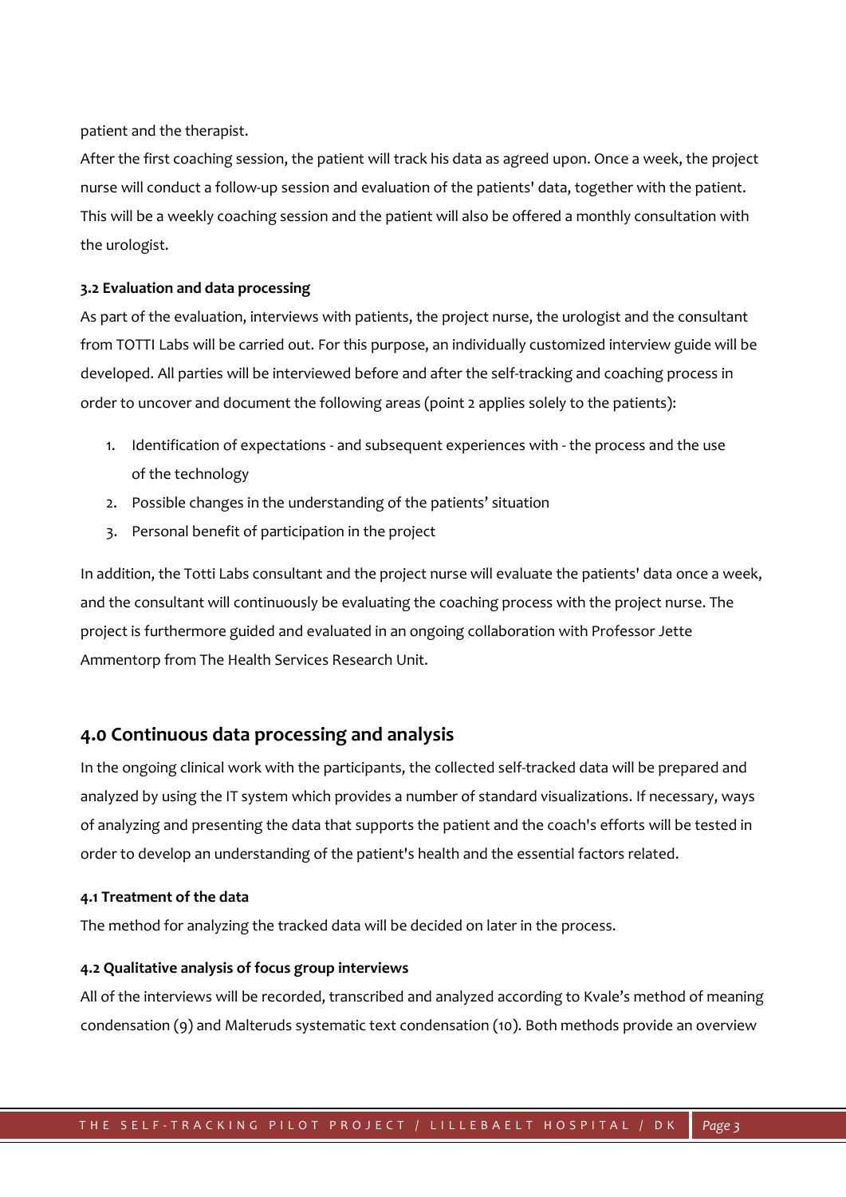patient and the therapist.

After the first coaching session, the patient will track his data as agreed upon. Once a week, the project nurse will conduct a follow-up session and evaluation of the patients' data, together with the patient. This will be a weekly coaching session and the patient will also be offered a monthly consultation with the urologist.

### 3.2 Evaluation and data processing

As part of the evaluation, interviews with patients, the project nurse, the urologist and the consultant from TOTTI Labs will be carried out. For this purpose, an individually customized interview guide will be developed. All parties will be interviewed before and after the self-tracking and coaching process in order to uncover and document the following areas (point 2 applies solely to the patients):

1. Identification of expectations - and subsequent experiences with - the process and the use of the technology
2. Possible changes in the understanding of the patients' situation
3. Personal benefit of participation in the project

In addition, the Totti Labs consultant and the project nurse will evaluate the patients' data once a week, and the consultant will continuously be evaluating the coaching process with the project nurse. The project is furthermore guided and evaluated in an ongoing collaboration with Professor Jette Ammentorp from The Health Services Research Unit.

## 4.0 Continuous data processing and analysis

In the ongoing clinical work with the participants, the collected self-tracked data will be prepared and analyzed by using the IT system which provides a number of standard visualizations. If necessary, ways of analyzing and presenting the data that supports the patient and the coach's efforts will be tested in order to develop an understanding of the patient's health and the essential factors related.

### 4.1 Treatment of the data

The method for analyzing the tracked data will be decided on later in the process.

### 4.2 Qualitative analysis of focus group interviews

All of the interviews will be recorded, transcribed and analyzed according to Kvale's method of meaning condensation (9) and Malteruds systematic text condensation (10). Both methods provide an overview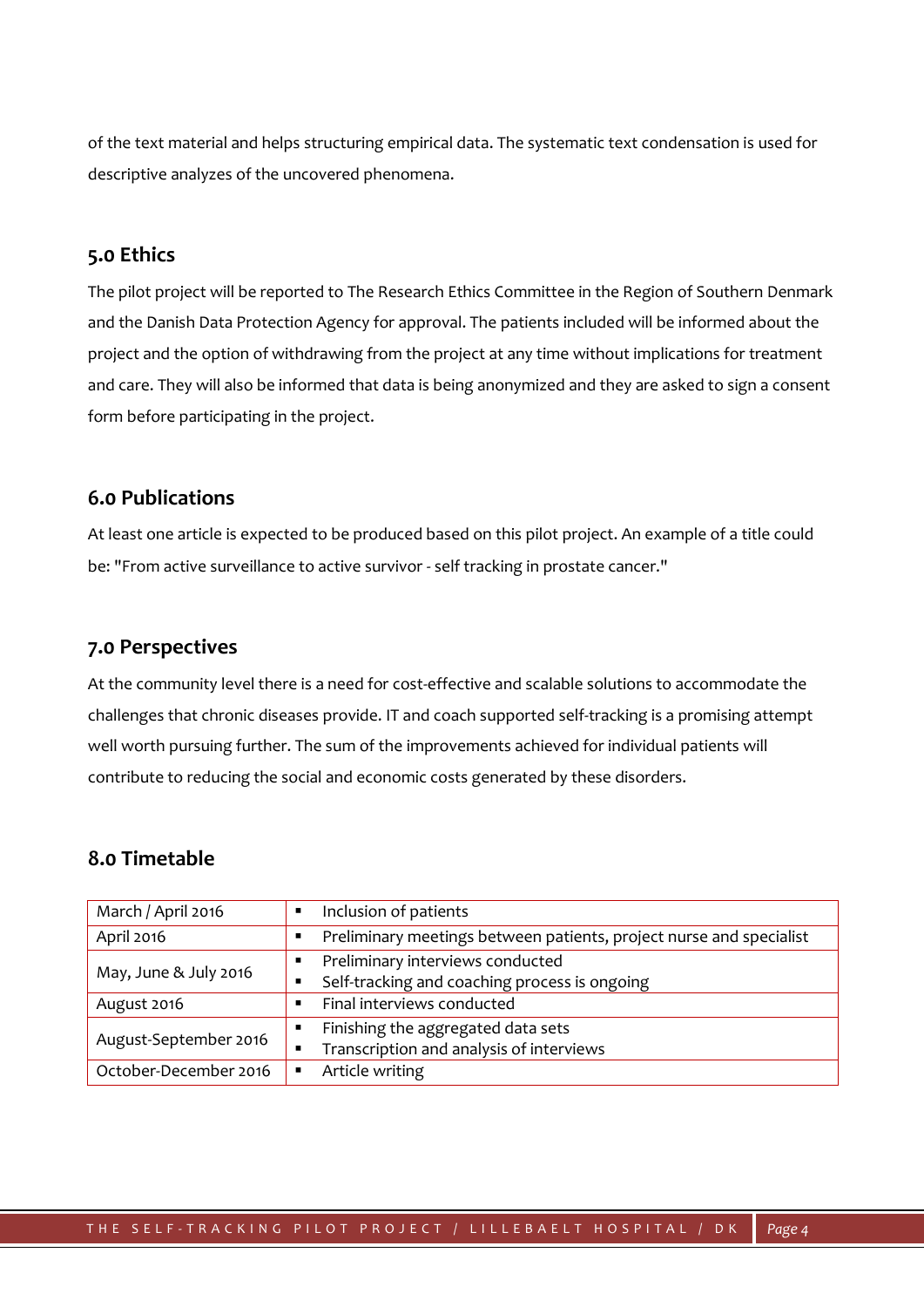of the text material and helps structuring empirical data. The systematic text condensation is used for descriptive analyzes of the uncovered phenomena.

## 5.0 Ethics

The pilot project will be reported to The Research Ethics Committee in the Region of Southern Denmark and the Danish Data Protection Agency for approval. The patients included will be informed about the project and the option of withdrawing from the project at any time without implications for treatment and care. They will also be informed that data is being anonymized and they are asked to sign a consent form before participating in the project.

## 6.0 Publications

At least one article is expected to be produced based on this pilot project. An example of a title could be: "From active surveillance to active survivor - self tracking in prostate cancer."

## 7.0 Perspectives

At the community level there is a need for cost-effective and scalable solutions to accommodate the challenges that chronic diseases provide. IT and coach supported self-tracking is a promising attempt well worth pursuing further. The sum of the improvements achieved for individual patients will contribute to reducing the social and economic costs generated by these disorders.

## 8.0 Timetable

| Period | Activities |
|---|---|
| March / April 2016 | ▪ Inclusion of patients |
| April 2016 | ▪ Preliminary meetings between patients, project nurse and specialist |
| May, June & July 2016 | ▪ Preliminary interviews conducted<br>▪ Self-tracking and coaching process is ongoing |
| August 2016 | ▪ Final interviews conducted |
| August-September 2016 | ▪ Finishing the aggregated data sets<br>▪ Transcription and analysis of interviews |
| October-December 2016 | ▪ Article writing |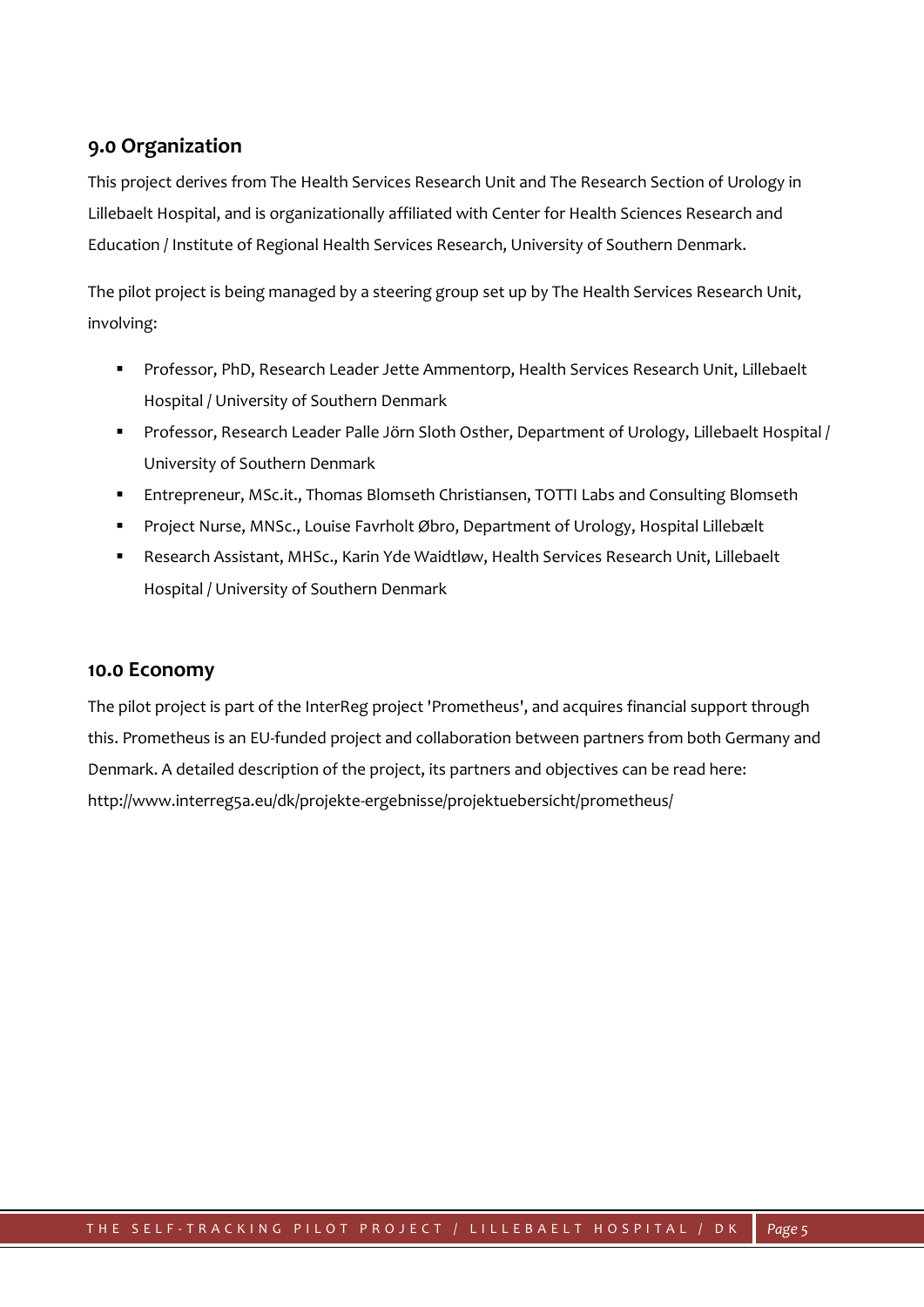## 9.0 Organization

This project derives from The Health Services Research Unit and The Research Section of Urology in Lillebaelt Hospital, and is organizationally affiliated with Center for Health Sciences Research and Education / Institute of Regional Health Services Research, University of Southern Denmark.

The pilot project is being managed by a steering group set up by The Health Services Research Unit, involving:

- Professor, PhD, Research Leader Jette Ammentorp, Health Services Research Unit, Lillebaelt Hospital / University of Southern Denmark
- Professor, Research Leader Palle Jörn Sloth Osther, Department of Urology, Lillebaelt Hospital / University of Southern Denmark
- Entrepreneur, MSc.it., Thomas Blomseth Christiansen, TOTTI Labs and Consulting Blomseth
- Project Nurse, MNSc., Louise Favrholt Øbro, Department of Urology, Hospital Lillebælt
- Research Assistant, MHSc., Karin Yde Waidtløw, Health Services Research Unit, Lillebaelt Hospital / University of Southern Denmark

## 10.0 Economy

The pilot project is part of the InterReg project 'Prometheus', and acquires financial support through this. Prometheus is an EU-funded project and collaboration between partners from both Germany and Denmark. A detailed description of the project, its partners and objectives can be read here: http://www.interreg5a.eu/dk/projekte-ergebnisse/projektuebersicht/prometheus/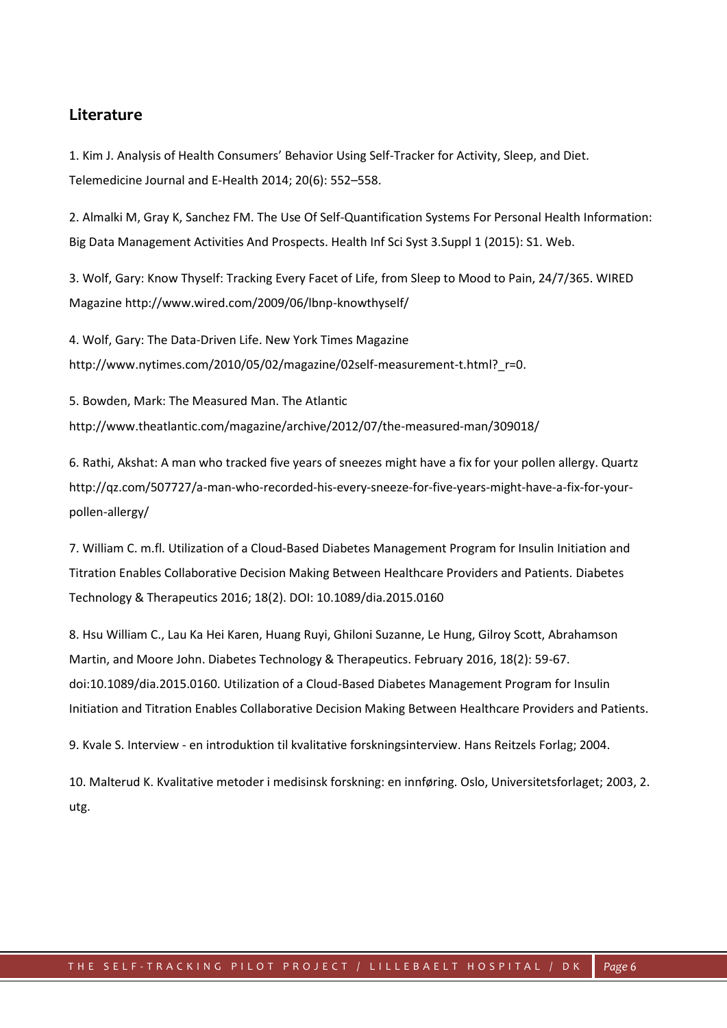## Literature

1. Kim J. Analysis of Health Consumers' Behavior Using Self-Tracker for Activity, Sleep, and Diet. Telemedicine Journal and E-Health 2014; 20(6): 552–558.

2. Almalki M, Gray K, Sanchez FM. The Use Of Self-Quantification Systems For Personal Health Information: Big Data Management Activities And Prospects. Health Inf Sci Syst 3.Suppl 1 (2015): S1. Web.

3. Wolf, Gary: Know Thyself: Tracking Every Facet of Life, from Sleep to Mood to Pain, 24/7/365. WIRED Magazine http://www.wired.com/2009/06/lbnp-knowthyself/

4. Wolf, Gary: The Data-Driven Life. New York Times Magazine http://www.nytimes.com/2010/05/02/magazine/02self-measurement-t.html?_r=0.

5. Bowden, Mark: The Measured Man. The Atlantic http://www.theatlantic.com/magazine/archive/2012/07/the-measured-man/309018/

6. Rathi, Akshat: A man who tracked five years of sneezes might have a fix for your pollen allergy. Quartz http://qz.com/507727/a-man-who-recorded-his-every-sneeze-for-five-years-might-have-a-fix-for-your-pollen-allergy/

7. William C. m.fl. Utilization of a Cloud-Based Diabetes Management Program for Insulin Initiation and Titration Enables Collaborative Decision Making Between Healthcare Providers and Patients. Diabetes Technology & Therapeutics 2016; 18(2). DOI: 10.1089/dia.2015.0160

8. Hsu William C., Lau Ka Hei Karen, Huang Ruyi, Ghiloni Suzanne, Le Hung, Gilroy Scott, Abrahamson Martin, and Moore John. Diabetes Technology & Therapeutics. February 2016, 18(2): 59-67. doi:10.1089/dia.2015.0160. Utilization of a Cloud-Based Diabetes Management Program for Insulin Initiation and Titration Enables Collaborative Decision Making Between Healthcare Providers and Patients.

9. Kvale S. Interview - en introduktion til kvalitative forskningsinterview. Hans Reitzels Forlag; 2004.

10. Malterud K. Kvalitative metoder i medisinsk forskning: en innføring. Oslo, Universitetsforlaget; 2003, 2. utg.